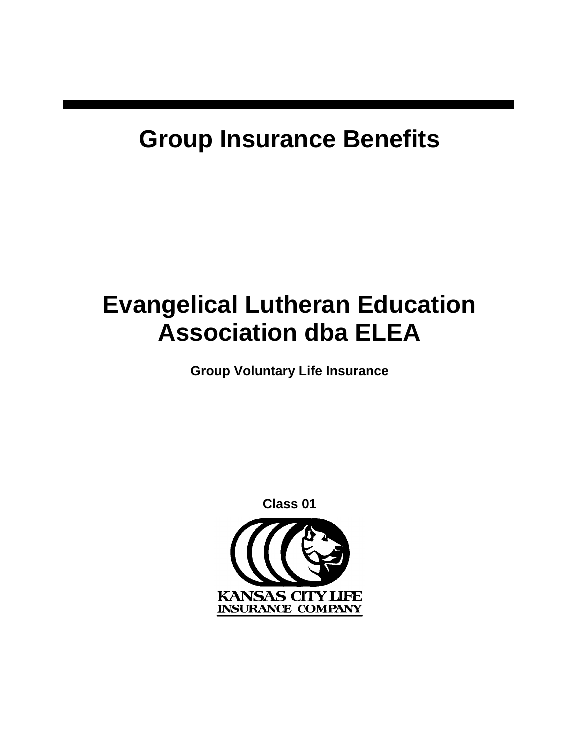# Group Insurance Benefits

# Evangelical Lutheran Education Association dba ELEA

**Group Voluntary Life Insurance**

**Class 01**

KANSAS CITY LIFE
INSURANCE COMPANY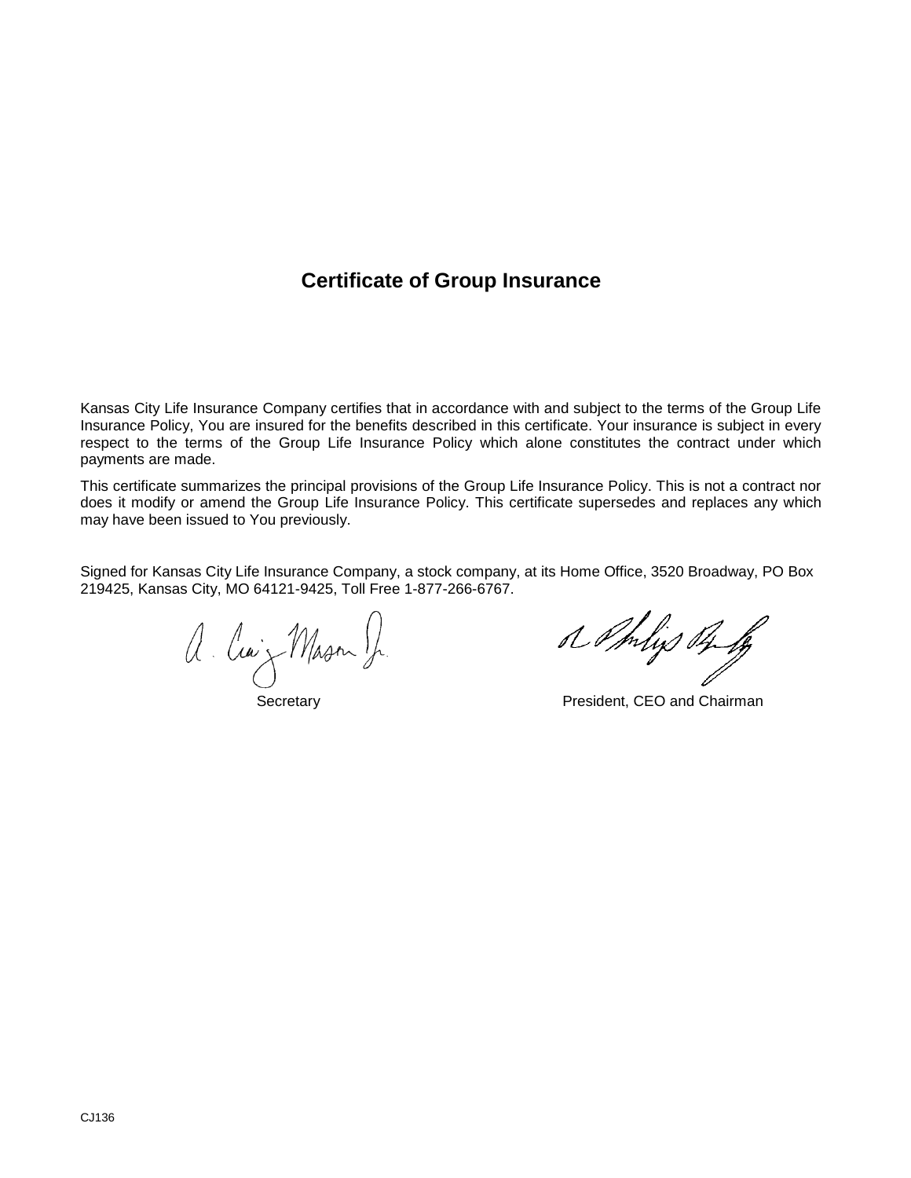# Certificate of Group Insurance

Kansas City Life Insurance Company certifies that in accordance with and subject to the terms of the Group Life Insurance Policy, You are insured for the benefits described in this certificate. Your insurance is subject in every respect to the terms of the Group Life Insurance Policy which alone constitutes the contract under which payments are made.

This certificate summarizes the principal provisions of the Group Life Insurance Policy. This is not a contract nor does it modify or amend the Group Life Insurance Policy. This certificate supersedes and replaces any which may have been issued to You previously.

Signed for Kansas City Life Insurance Company, a stock company, at its Home Office, 3520 Broadway, PO Box 219425, Kansas City, MO 64121-9425, Toll Free 1-877-266-6767.

Secretary

President, CEO and Chairman

CJ136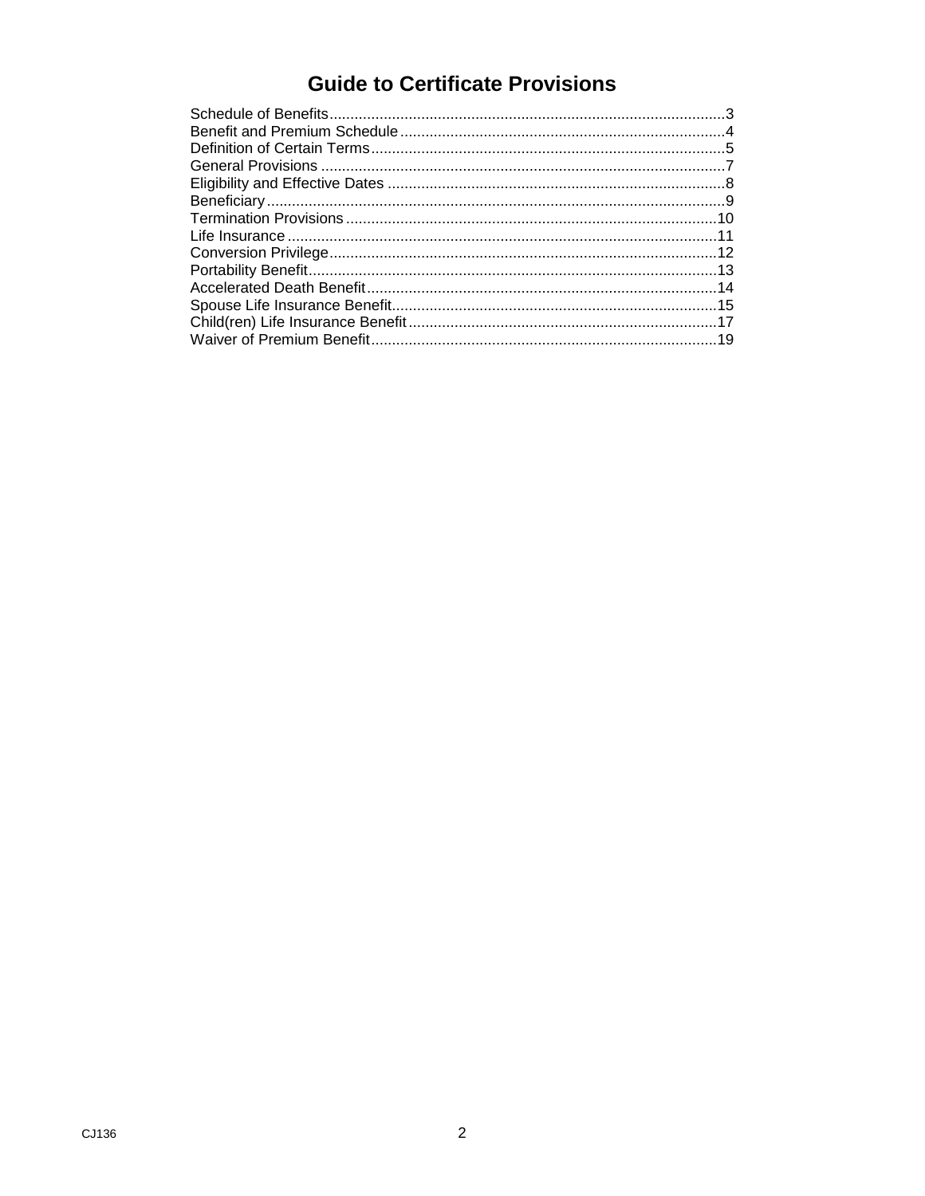# Guide to Certificate Provisions

| Section | Page |
|---|---|
| Schedule of Benefits | 3 |
| Benefit and Premium Schedule | 4 |
| Definition of Certain Terms | 5 |
| General Provisions | 7 |
| Eligibility and Effective Dates | 8 |
| Beneficiary | 9 |
| Termination Provisions | 10 |
| Life Insurance | 11 |
| Conversion Privilege | 12 |
| Portability Benefit | 13 |
| Accelerated Death Benefit | 14 |
| Spouse Life Insurance Benefit | 15 |
| Child(ren) Life Insurance Benefit | 17 |
| Waiver of Premium Benefit | 19 |

CJ136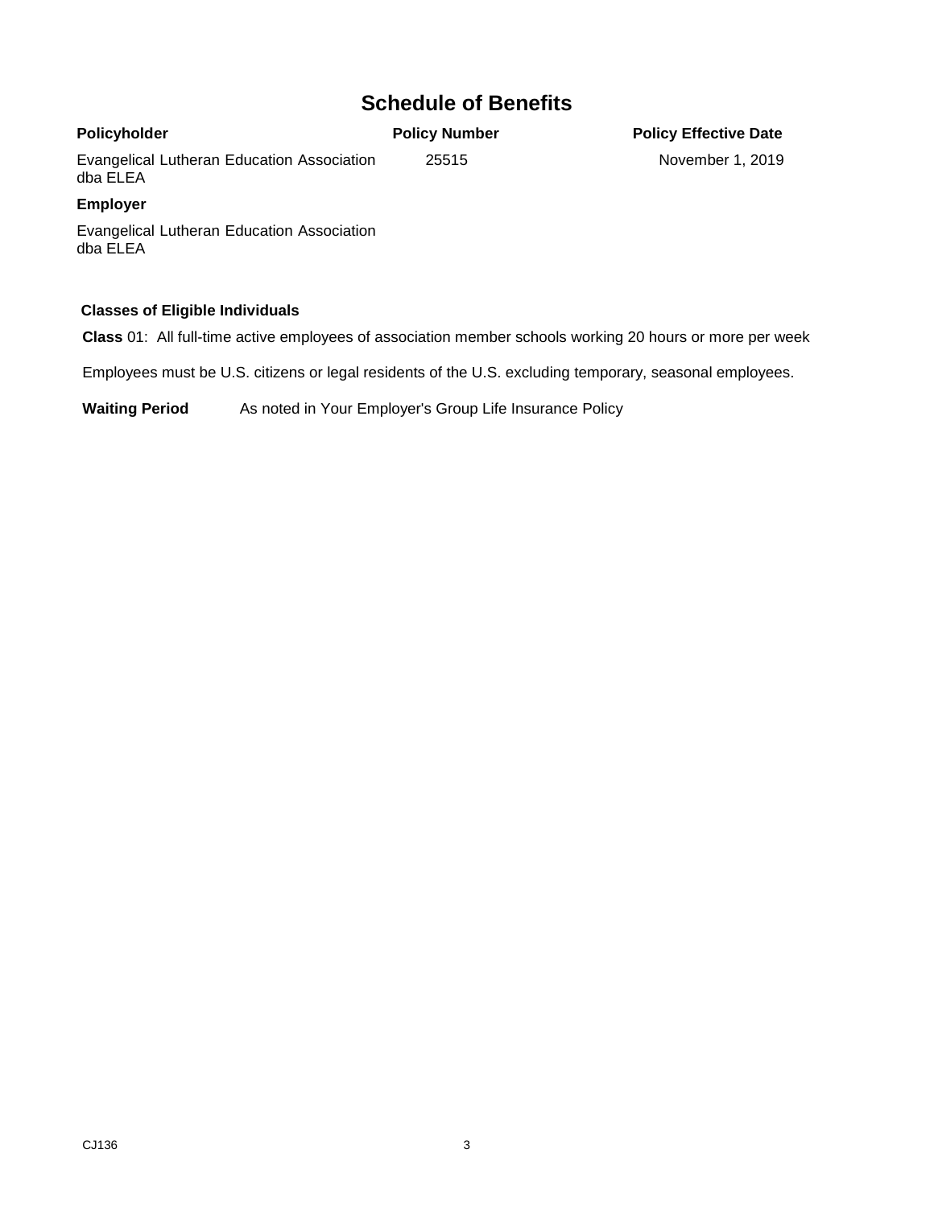# Schedule of Benefits

| Policyholder | Policy Number | Policy Effective Date |
|---|---|---|
| Evangelical Lutheran Education Association dba ELEA | 25515 | November 1, 2019 |

**Employer**

Evangelical Lutheran Education Association dba ELEA

**Classes of Eligible Individuals**

**Class** 01: All full-time active employees of association member schools working 20 hours or more per week

Employees must be U.S. citizens or legal residents of the U.S. excluding temporary, seasonal employees.

**Waiting Period** As noted in Your Employer's Group Life Insurance Policy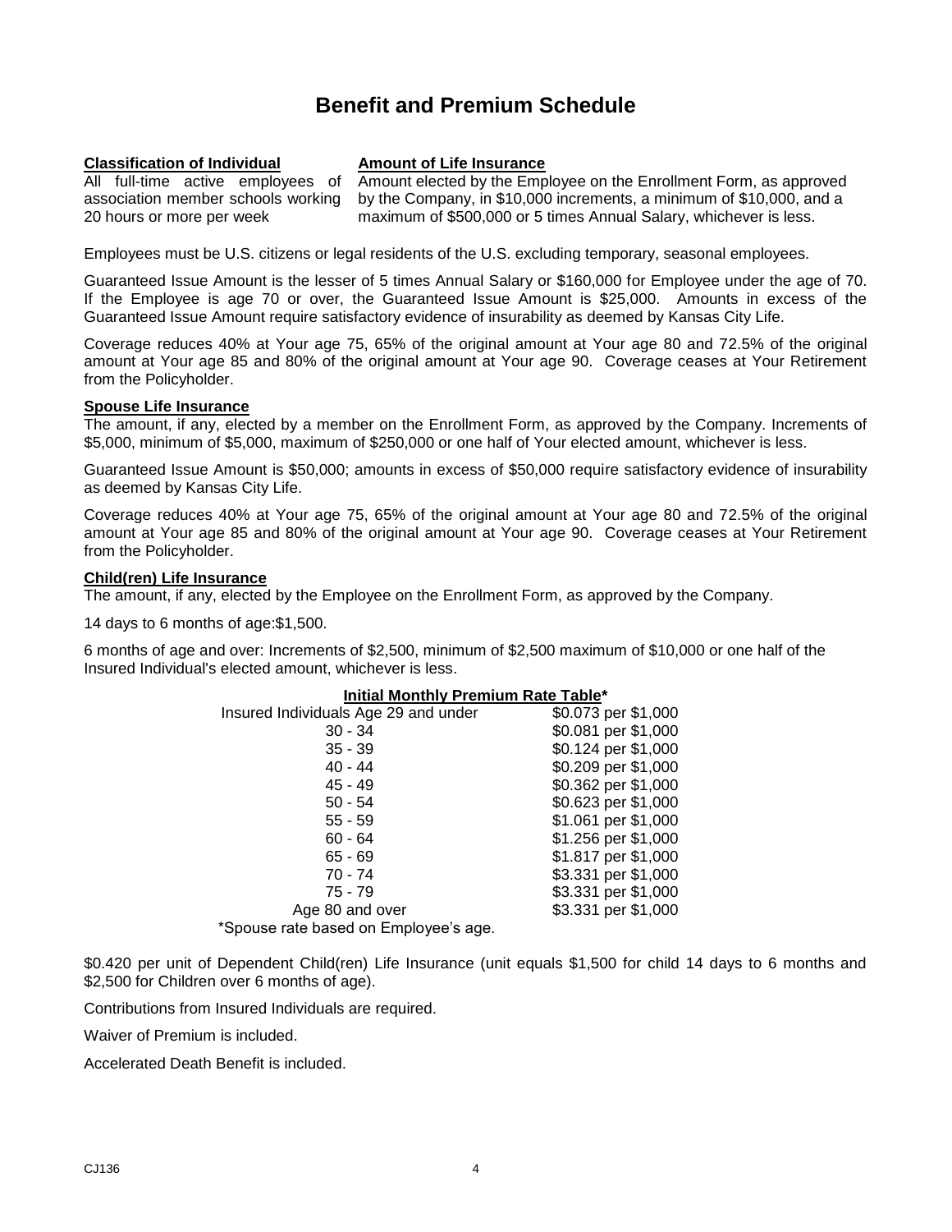# Benefit and Premium Schedule

| Classification of Individual | Amount of Life Insurance |
|---|---|
| All full-time active employees of association member schools working 20 hours or more per week | Amount elected by the Employee on the Enrollment Form, as approved by the Company, in $10,000 increments, a minimum of $10,000, and a maximum of $500,000 or 5 times Annual Salary, whichever is less. |

Employees must be U.S. citizens or legal residents of the U.S. excluding temporary, seasonal employees.

Guaranteed Issue Amount is the lesser of 5 times Annual Salary or $160,000 for Employee under the age of 70. If the Employee is age 70 or over, the Guaranteed Issue Amount is $25,000. Amounts in excess of the Guaranteed Issue Amount require satisfactory evidence of insurability as deemed by Kansas City Life.

Coverage reduces 40% at Your age 75, 65% of the original amount at Your age 80 and 72.5% of the original amount at Your age 85 and 80% of the original amount at Your age 90. Coverage ceases at Your Retirement from the Policyholder.

**Spouse Life Insurance**

The amount, if any, elected by a member on the Enrollment Form, as approved by the Company. Increments of $5,000, minimum of $5,000, maximum of $250,000 or one half of Your elected amount, whichever is less.

Guaranteed Issue Amount is $50,000; amounts in excess of $50,000 require satisfactory evidence of insurability as deemed by Kansas City Life.

Coverage reduces 40% at Your age 75, 65% of the original amount at Your age 80 and 72.5% of the original amount at Your age 85 and 80% of the original amount at Your age 90. Coverage ceases at Your Retirement from the Policyholder.

**Child(ren) Life Insurance**

The amount, if any, elected by the Employee on the Enrollment Form, as approved by the Company.

14 days to 6 months of age:$1,500.

6 months of age and over: Increments of $2,500, minimum of $2,500 maximum of $10,000 or one half of the Insured Individual's elected amount, whichever is less.

**Initial Monthly Premium Rate Table***

| Insured Individuals Age | Rate |
|---|---|
| Insured Individuals Age 29 and under | $0.073 per $1,000 |
| 30 - 34 | $0.081 per $1,000 |
| 35 - 39 | $0.124 per $1,000 |
| 40 - 44 | $0.209 per $1,000 |
| 45 - 49 | $0.362 per $1,000 |
| 50 - 54 | $0.623 per $1,000 |
| 55 - 59 | $1.061 per $1,000 |
| 60 - 64 | $1.256 per $1,000 |
| 65 - 69 | $1.817 per $1,000 |
| 70 - 74 | $3.331 per $1,000 |
| 75 - 79 | $3.331 per $1,000 |
| Age 80 and over | $3.331 per $1,000 |

*Spouse rate based on Employee's age.

$0.420 per unit of Dependent Child(ren) Life Insurance (unit equals $1,500 for child 14 days to 6 months and $2,500 for Children over 6 months of age).

Contributions from Insured Individuals are required.

Waiver of Premium is included.

Accelerated Death Benefit is included.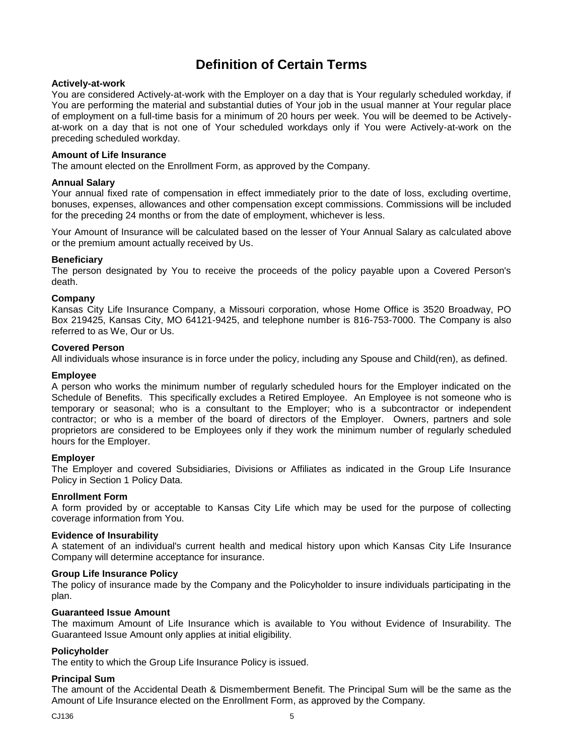# Definition of Certain Terms

**Actively-at-work**
You are considered Actively-at-work with the Employer on a day that is Your regularly scheduled workday, if You are performing the material and substantial duties of Your job in the usual manner at Your regular place of employment on a full-time basis for a minimum of 20 hours per week. You will be deemed to be Actively-at-work on a day that is not one of Your scheduled workdays only if You were Actively-at-work on the preceding scheduled workday.

**Amount of Life Insurance**
The amount elected on the Enrollment Form, as approved by the Company.

**Annual Salary**
Your annual fixed rate of compensation in effect immediately prior to the date of loss, excluding overtime, bonuses, expenses, allowances and other compensation except commissions. Commissions will be included for the preceding 24 months or from the date of employment, whichever is less.

Your Amount of Insurance will be calculated based on the lesser of Your Annual Salary as calculated above or the premium amount actually received by Us.

**Beneficiary**
The person designated by You to receive the proceeds of the policy payable upon a Covered Person's death.

**Company**
Kansas City Life Insurance Company, a Missouri corporation, whose Home Office is 3520 Broadway, PO Box 219425, Kansas City, MO 64121-9425, and telephone number is 816-753-7000. The Company is also referred to as We, Our or Us.

**Covered Person**
All individuals whose insurance is in force under the policy, including any Spouse and Child(ren), as defined.

**Employee**
A person who works the minimum number of regularly scheduled hours for the Employer indicated on the Schedule of Benefits. This specifically excludes a Retired Employee. An Employee is not someone who is temporary or seasonal; who is a consultant to the Employer; who is a subcontractor or independent contractor; or who is a member of the board of directors of the Employer. Owners, partners and sole proprietors are considered to be Employees only if they work the minimum number of regularly scheduled hours for the Employer.

**Employer**
The Employer and covered Subsidiaries, Divisions or Affiliates as indicated in the Group Life Insurance Policy in Section 1 Policy Data.

**Enrollment Form**
A form provided by or acceptable to Kansas City Life which may be used for the purpose of collecting coverage information from You.

**Evidence of Insurability**
A statement of an individual's current health and medical history upon which Kansas City Life Insurance Company will determine acceptance for insurance.

**Group Life Insurance Policy**
The policy of insurance made by the Company and the Policyholder to insure individuals participating in the plan.

**Guaranteed Issue Amount**
The maximum Amount of Life Insurance which is available to You without Evidence of Insurability. The Guaranteed Issue Amount only applies at initial eligibility.

**Policyholder**
The entity to which the Group Life Insurance Policy is issued.

**Principal Sum**
The amount of the Accidental Death & Dismemberment Benefit. The Principal Sum will be the same as the Amount of Life Insurance elected on the Enrollment Form, as approved by the Company.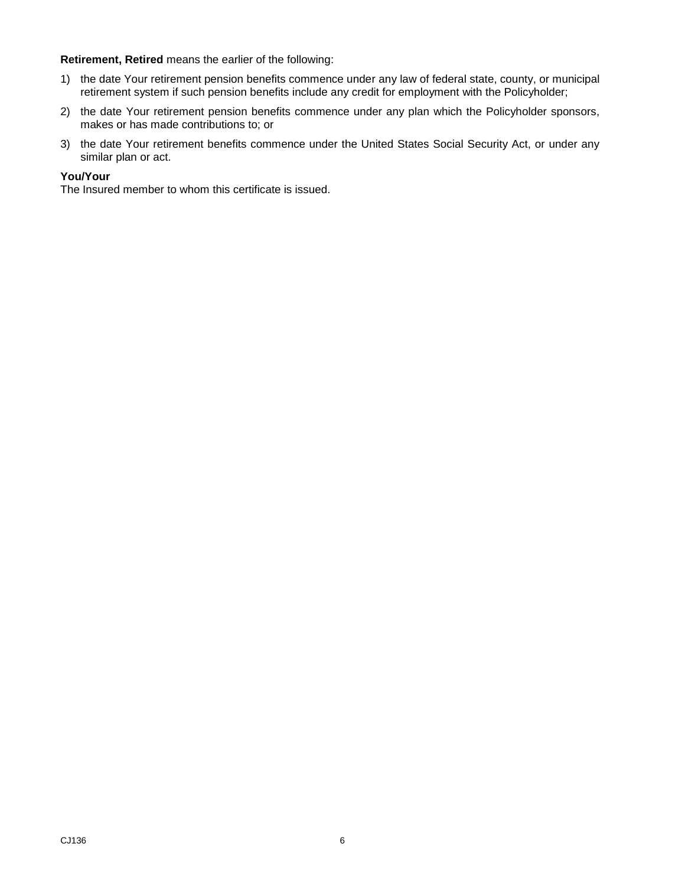**Retirement, Retired** means the earlier of the following:

1) the date Your retirement pension benefits commence under any law of federal state, county, or municipal retirement system if such pension benefits include any credit for employment with the Policyholder;
2) the date Your retirement pension benefits commence under any plan which the Policyholder sponsors, makes or has made contributions to; or
3) the date Your retirement benefits commence under the United States Social Security Act, or under any similar plan or act.

**You/Your**
The Insured member to whom this certificate is issued.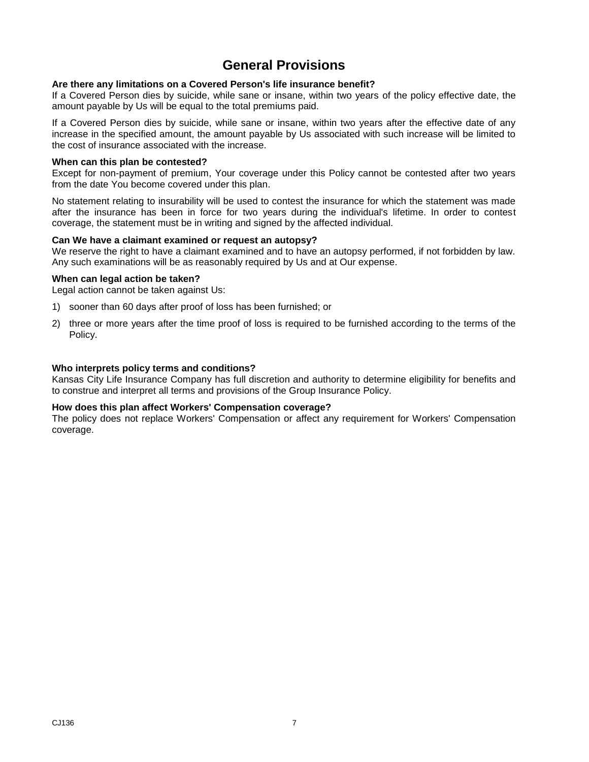# General Provisions

**Are there any limitations on a Covered Person's life insurance benefit?**
If a Covered Person dies by suicide, while sane or insane, within two years of the policy effective date, the amount payable by Us will be equal to the total premiums paid.

If a Covered Person dies by suicide, while sane or insane, within two years after the effective date of any increase in the specified amount, the amount payable by Us associated with such increase will be limited to the cost of insurance associated with the increase.

**When can this plan be contested?**
Except for non-payment of premium, Your coverage under this Policy cannot be contested after two years from the date You become covered under this plan.

No statement relating to insurability will be used to contest the insurance for which the statement was made after the insurance has been in force for two years during the individual's lifetime. In order to contest coverage, the statement must be in writing and signed by the affected individual.

**Can We have a claimant examined or request an autopsy?**
We reserve the right to have a claimant examined and to have an autopsy performed, if not forbidden by law. Any such examinations will be as reasonably required by Us and at Our expense.

**When can legal action be taken?**
Legal action cannot be taken against Us:

1) sooner than 60 days after proof of loss has been furnished; or
2) three or more years after the time proof of loss is required to be furnished according to the terms of the Policy.

**Who interprets policy terms and conditions?**
Kansas City Life Insurance Company has full discretion and authority to determine eligibility for benefits and to construe and interpret all terms and provisions of the Group Insurance Policy.

**How does this plan affect Workers' Compensation coverage?**
The policy does not replace Workers' Compensation or affect any requirement for Workers' Compensation coverage.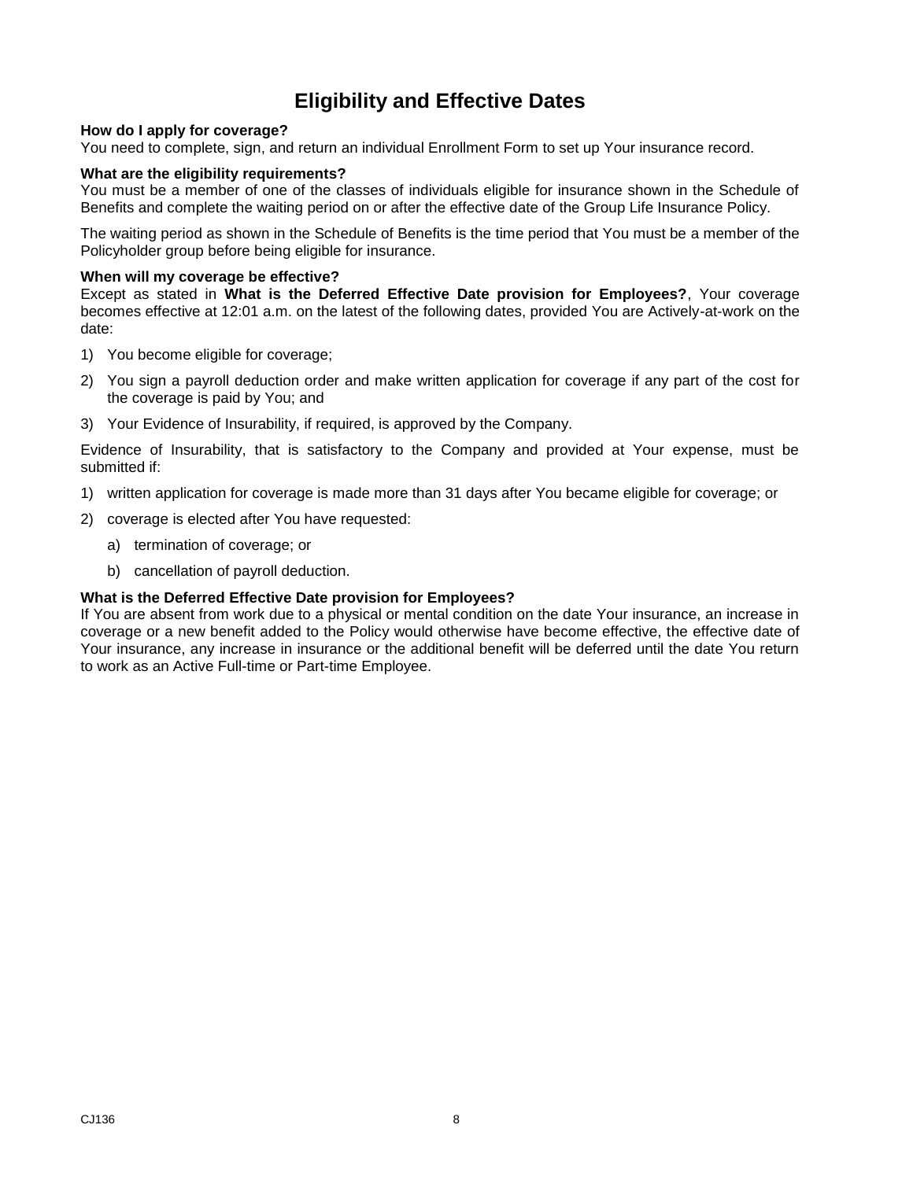# Eligibility and Effective Dates

**How do I apply for coverage?**
You need to complete, sign, and return an individual Enrollment Form to set up Your insurance record.

**What are the eligibility requirements?**
You must be a member of one of the classes of individuals eligible for insurance shown in the Schedule of Benefits and complete the waiting period on or after the effective date of the Group Life Insurance Policy.

The waiting period as shown in the Schedule of Benefits is the time period that You must be a member of the Policyholder group before being eligible for insurance.

**When will my coverage be effective?**
Except as stated in **What is the Deferred Effective Date provision for Employees?**, Your coverage becomes effective at 12:01 a.m. on the latest of the following dates, provided You are Actively-at-work on the date:

1) You become eligible for coverage;
2) You sign a payroll deduction order and make written application for coverage if any part of the cost for the coverage is paid by You; and
3) Your Evidence of Insurability, if required, is approved by the Company.

Evidence of Insurability, that is satisfactory to the Company and provided at Your expense, must be submitted if:

1) written application for coverage is made more than 31 days after You became eligible for coverage; or
2) coverage is elected after You have requested:
   a) termination of coverage; or
   b) cancellation of payroll deduction.

**What is the Deferred Effective Date provision for Employees?**
If You are absent from work due to a physical or mental condition on the date Your insurance, an increase in coverage or a new benefit added to the Policy would otherwise have become effective, the effective date of Your insurance, any increase in insurance or the additional benefit will be deferred until the date You return to work as an Active Full-time or Part-time Employee.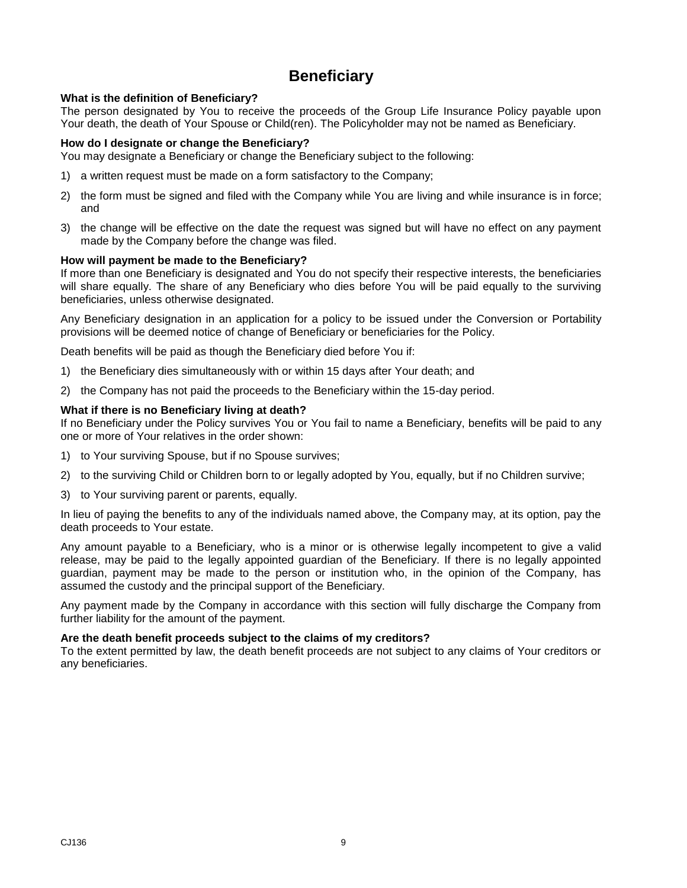# Beneficiary

**What is the definition of Beneficiary?**
The person designated by You to receive the proceeds of the Group Life Insurance Policy payable upon Your death, the death of Your Spouse or Child(ren). The Policyholder may not be named as Beneficiary.

**How do I designate or change the Beneficiary?**
You may designate a Beneficiary or change the Beneficiary subject to the following:

1) a written request must be made on a form satisfactory to the Company;
2) the form must be signed and filed with the Company while You are living and while insurance is in force; and
3) the change will be effective on the date the request was signed but will have no effect on any payment made by the Company before the change was filed.

**How will payment be made to the Beneficiary?**
If more than one Beneficiary is designated and You do not specify their respective interests, the beneficiaries will share equally. The share of any Beneficiary who dies before You will be paid equally to the surviving beneficiaries, unless otherwise designated.

Any Beneficiary designation in an application for a policy to be issued under the Conversion or Portability provisions will be deemed notice of change of Beneficiary or beneficiaries for the Policy.

Death benefits will be paid as though the Beneficiary died before You if:

1) the Beneficiary dies simultaneously with or within 15 days after Your death; and
2) the Company has not paid the proceeds to the Beneficiary within the 15-day period.

**What if there is no Beneficiary living at death?**
If no Beneficiary under the Policy survives You or You fail to name a Beneficiary, benefits will be paid to any one or more of Your relatives in the order shown:

1) to Your surviving Spouse, but if no Spouse survives;
2) to the surviving Child or Children born to or legally adopted by You, equally, but if no Children survive;
3) to Your surviving parent or parents, equally.

In lieu of paying the benefits to any of the individuals named above, the Company may, at its option, pay the death proceeds to Your estate.

Any amount payable to a Beneficiary, who is a minor or is otherwise legally incompetent to give a valid release, may be paid to the legally appointed guardian of the Beneficiary. If there is no legally appointed guardian, payment may be made to the person or institution who, in the opinion of the Company, has assumed the custody and the principal support of the Beneficiary.

Any payment made by the Company in accordance with this section will fully discharge the Company from further liability for the amount of the payment.

**Are the death benefit proceeds subject to the claims of my creditors?**
To the extent permitted by law, the death benefit proceeds are not subject to any claims of Your creditors or any beneficiaries.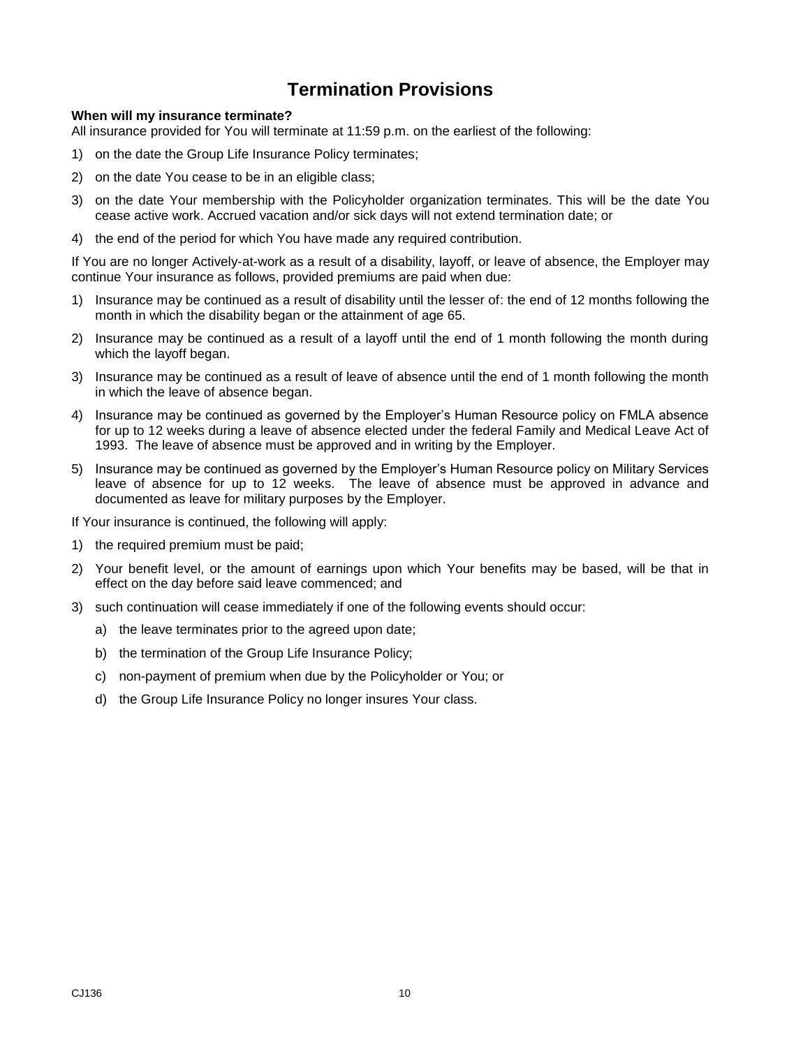# Termination Provisions

**When will my insurance terminate?**

All insurance provided for You will terminate at 11:59 p.m. on the earliest of the following:

1) on the date the Group Life Insurance Policy terminates;
2) on the date You cease to be in an eligible class;
3) on the date Your membership with the Policyholder organization terminates. This will be the date You cease active work. Accrued vacation and/or sick days will not extend termination date; or
4) the end of the period for which You have made any required contribution.

If You are no longer Actively-at-work as a result of a disability, layoff, or leave of absence, the Employer may continue Your insurance as follows, provided premiums are paid when due:

1) Insurance may be continued as a result of disability until the lesser of: the end of 12 months following the month in which the disability began or the attainment of age 65.
2) Insurance may be continued as a result of a layoff until the end of 1 month following the month during which the layoff began.
3) Insurance may be continued as a result of leave of absence until the end of 1 month following the month in which the leave of absence began.
4) Insurance may be continued as governed by the Employer's Human Resource policy on FMLA absence for up to 12 weeks during a leave of absence elected under the federal Family and Medical Leave Act of 1993. The leave of absence must be approved and in writing by the Employer.
5) Insurance may be continued as governed by the Employer's Human Resource policy on Military Services leave of absence for up to 12 weeks. The leave of absence must be approved in advance and documented as leave for military purposes by the Employer.

If Your insurance is continued, the following will apply:

1) the required premium must be paid;
2) Your benefit level, or the amount of earnings upon which Your benefits may be based, will be that in effect on the day before said leave commenced; and
3) such continuation will cease immediately if one of the following events should occur:
   a) the leave terminates prior to the agreed upon date;
   b) the termination of the Group Life Insurance Policy;
   c) non-payment of premium when due by the Policyholder or You; or
   d) the Group Life Insurance Policy no longer insures Your class.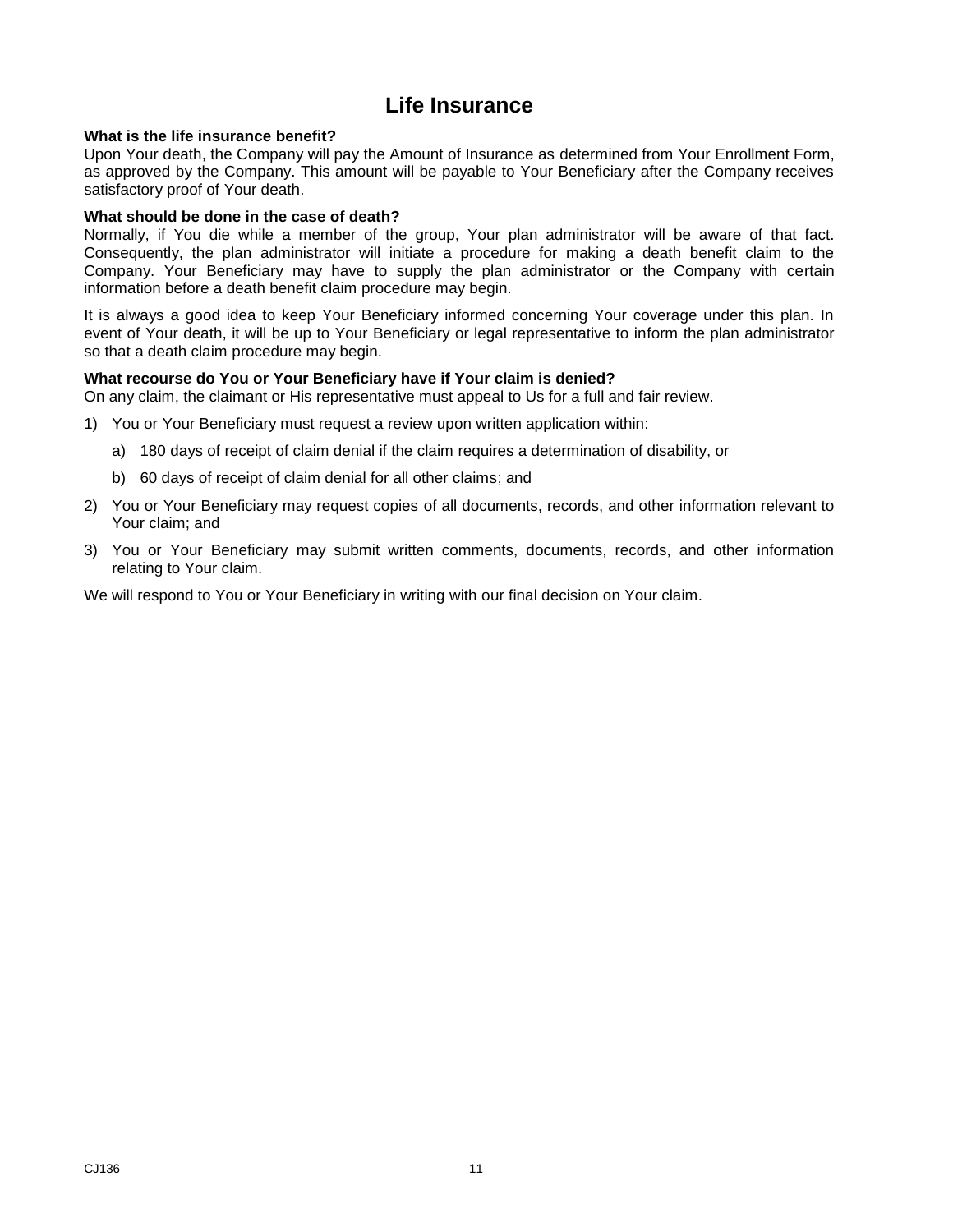# Life Insurance

**What is the life insurance benefit?**
Upon Your death, the Company will pay the Amount of Insurance as determined from Your Enrollment Form, as approved by the Company. This amount will be payable to Your Beneficiary after the Company receives satisfactory proof of Your death.

**What should be done in the case of death?**
Normally, if You die while a member of the group, Your plan administrator will be aware of that fact. Consequently, the plan administrator will initiate a procedure for making a death benefit claim to the Company. Your Beneficiary may have to supply the plan administrator or the Company with certain information before a death benefit claim procedure may begin.

It is always a good idea to keep Your Beneficiary informed concerning Your coverage under this plan. In event of Your death, it will be up to Your Beneficiary or legal representative to inform the plan administrator so that a death claim procedure may begin.

**What recourse do You or Your Beneficiary have if Your claim is denied?**
On any claim, the claimant or His representative must appeal to Us for a full and fair review.

1) You or Your Beneficiary must request a review upon written application within:
   a) 180 days of receipt of claim denial if the claim requires a determination of disability, or
   b) 60 days of receipt of claim denial for all other claims; and
2) You or Your Beneficiary may request copies of all documents, records, and other information relevant to Your claim; and
3) You or Your Beneficiary may submit written comments, documents, records, and other information relating to Your claim.

We will respond to You or Your Beneficiary in writing with our final decision on Your claim.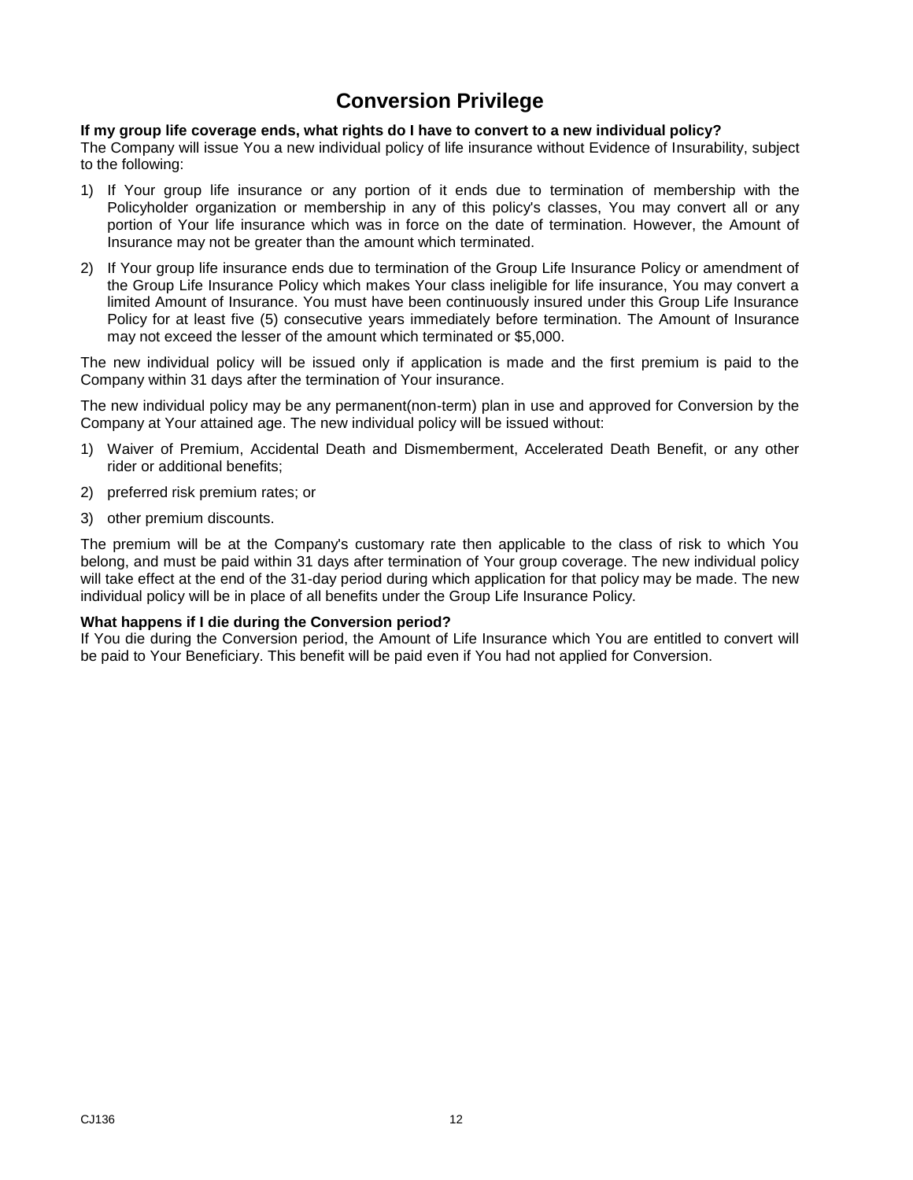# Conversion Privilege

**If my group life coverage ends, what rights do I have to convert to a new individual policy?**

The Company will issue You a new individual policy of life insurance without Evidence of Insurability, subject to the following:

1) If Your group life insurance or any portion of it ends due to termination of membership with the Policyholder organization or membership in any of this policy's classes, You may convert all or any portion of Your life insurance which was in force on the date of termination. However, the Amount of Insurance may not be greater than the amount which terminated.

2) If Your group life insurance ends due to termination of the Group Life Insurance Policy or amendment of the Group Life Insurance Policy which makes Your class ineligible for life insurance, You may convert a limited Amount of Insurance. You must have been continuously insured under this Group Life Insurance Policy for at least five (5) consecutive years immediately before termination. The Amount of Insurance may not exceed the lesser of the amount which terminated or $5,000.

The new individual policy will be issued only if application is made and the first premium is paid to the Company within 31 days after the termination of Your insurance.

The new individual policy may be any permanent(non-term) plan in use and approved for Conversion by the Company at Your attained age. The new individual policy will be issued without:

1) Waiver of Premium, Accidental Death and Dismemberment, Accelerated Death Benefit, or any other rider or additional benefits;

2) preferred risk premium rates; or

3) other premium discounts.

The premium will be at the Company's customary rate then applicable to the class of risk to which You belong, and must be paid within 31 days after termination of Your group coverage. The new individual policy will take effect at the end of the 31-day period during which application for that policy may be made. The new individual policy will be in place of all benefits under the Group Life Insurance Policy.

**What happens if I die during the Conversion period?**

If You die during the Conversion period, the Amount of Life Insurance which You are entitled to convert will be paid to Your Beneficiary. This benefit will be paid even if You had not applied for Conversion.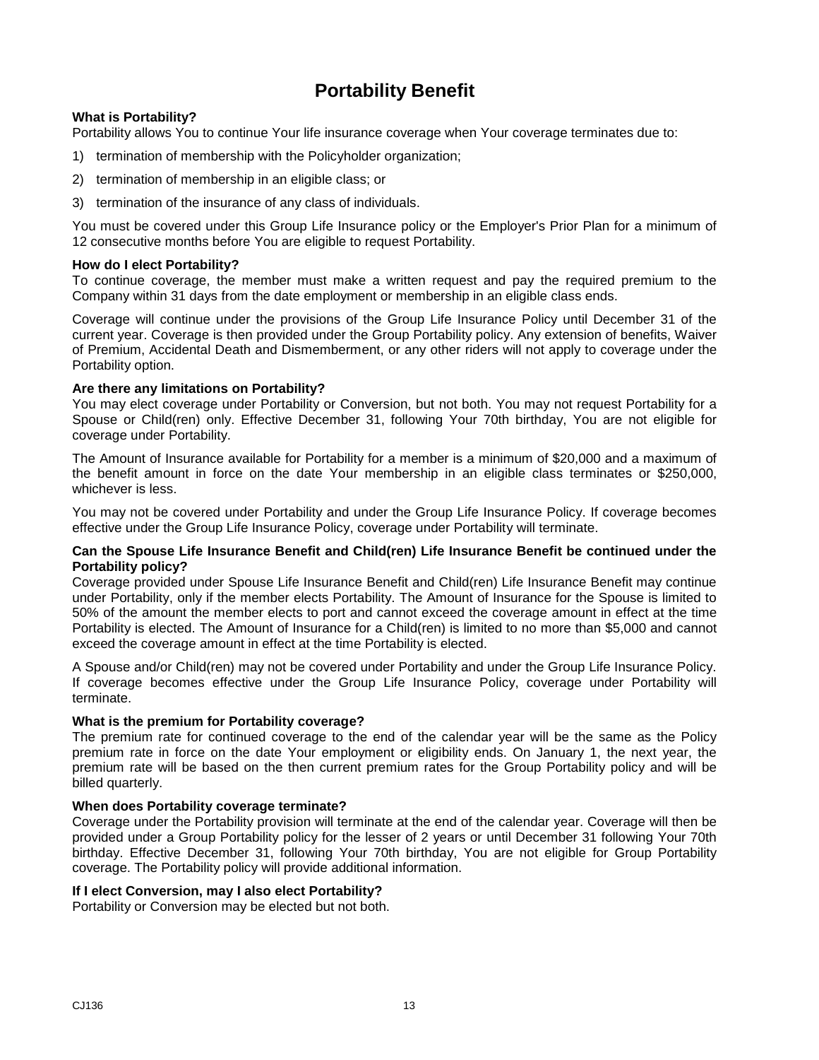# Portability Benefit

**What is Portability?**

Portability allows You to continue Your life insurance coverage when Your coverage terminates due to:

1) termination of membership with the Policyholder organization;
2) termination of membership in an eligible class; or
3) termination of the insurance of any class of individuals.

You must be covered under this Group Life Insurance policy or the Employer's Prior Plan for a minimum of 12 consecutive months before You are eligible to request Portability.

**How do I elect Portability?**

To continue coverage, the member must make a written request and pay the required premium to the Company within 31 days from the date employment or membership in an eligible class ends.

Coverage will continue under the provisions of the Group Life Insurance Policy until December 31 of the current year. Coverage is then provided under the Group Portability policy. Any extension of benefits, Waiver of Premium, Accidental Death and Dismemberment, or any other riders will not apply to coverage under the Portability option.

**Are there any limitations on Portability?**

You may elect coverage under Portability or Conversion, but not both. You may not request Portability for a Spouse or Child(ren) only. Effective December 31, following Your 70th birthday, You are not eligible for coverage under Portability.

The Amount of Insurance available for Portability for a member is a minimum of $20,000 and a maximum of the benefit amount in force on the date Your membership in an eligible class terminates or $250,000, whichever is less.

You may not be covered under Portability and under the Group Life Insurance Policy. If coverage becomes effective under the Group Life Insurance Policy, coverage under Portability will terminate.

**Can the Spouse Life Insurance Benefit and Child(ren) Life Insurance Benefit be continued under the Portability policy?**

Coverage provided under Spouse Life Insurance Benefit and Child(ren) Life Insurance Benefit may continue under Portability, only if the member elects Portability. The Amount of Insurance for the Spouse is limited to 50% of the amount the member elects to port and cannot exceed the coverage amount in effect at the time Portability is elected. The Amount of Insurance for a Child(ren) is limited to no more than $5,000 and cannot exceed the coverage amount in effect at the time Portability is elected.

A Spouse and/or Child(ren) may not be covered under Portability and under the Group Life Insurance Policy. If coverage becomes effective under the Group Life Insurance Policy, coverage under Portability will terminate.

**What is the premium for Portability coverage?**

The premium rate for continued coverage to the end of the calendar year will be the same as the Policy premium rate in force on the date Your employment or eligibility ends. On January 1, the next year, the premium rate will be based on the then current premium rates for the Group Portability policy and will be billed quarterly.

**When does Portability coverage terminate?**

Coverage under the Portability provision will terminate at the end of the calendar year. Coverage will then be provided under a Group Portability policy for the lesser of 2 years or until December 31 following Your 70th birthday. Effective December 31, following Your 70th birthday, You are not eligible for Group Portability coverage. The Portability policy will provide additional information.

**If I elect Conversion, may I also elect Portability?**

Portability or Conversion may be elected but not both.

CJ136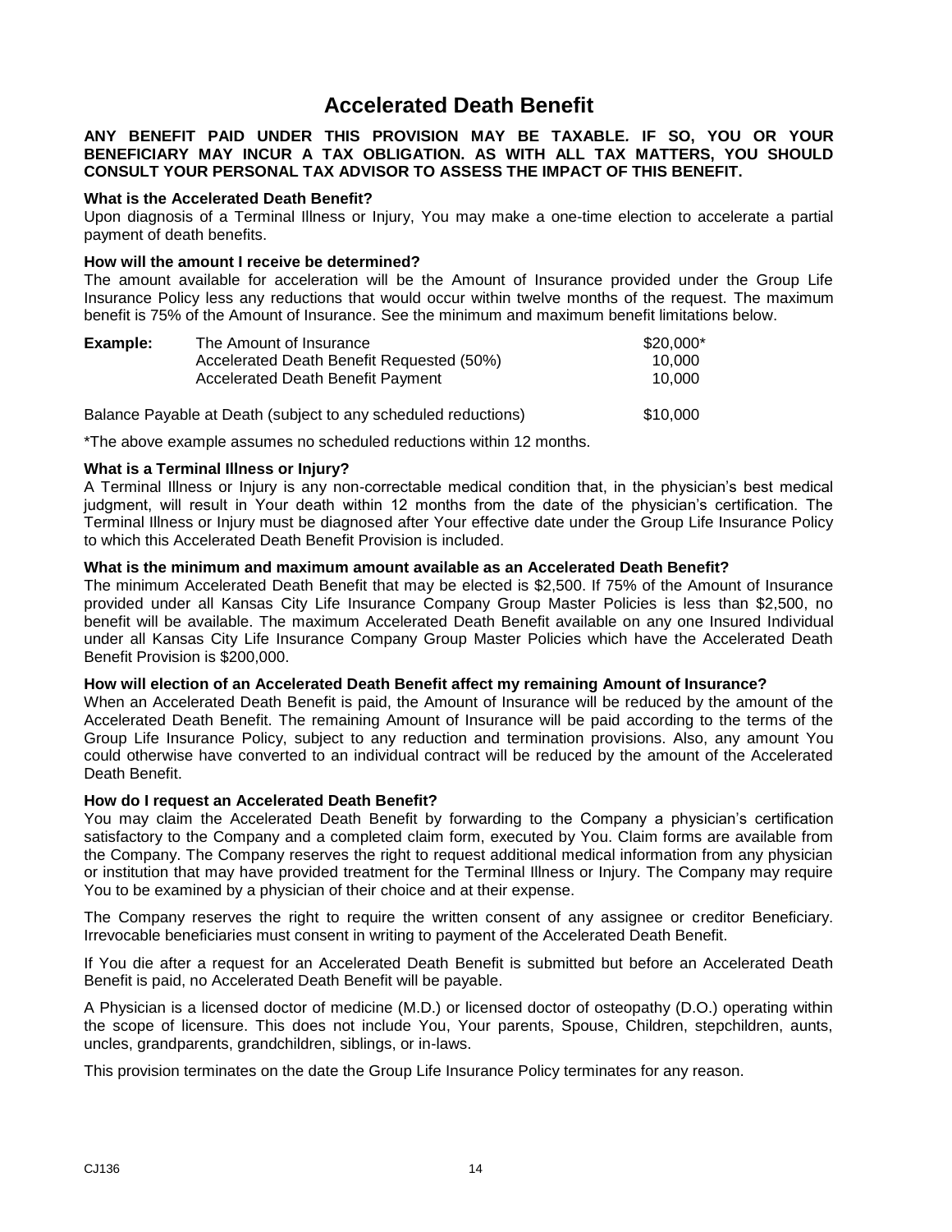# Accelerated Death Benefit

**ANY BENEFIT PAID UNDER THIS PROVISION MAY BE TAXABLE. IF SO, YOU OR YOUR BENEFICIARY MAY INCUR A TAX OBLIGATION. AS WITH ALL TAX MATTERS, YOU SHOULD CONSULT YOUR PERSONAL TAX ADVISOR TO ASSESS THE IMPACT OF THIS BENEFIT.**

**What is the Accelerated Death Benefit?**

Upon diagnosis of a Terminal Illness or Injury, You may make a one-time election to accelerate a partial payment of death benefits.

**How will the amount I receive be determined?**

The amount available for acceleration will be the Amount of Insurance provided under the Group Life Insurance Policy less any reductions that would occur within twelve months of the request. The maximum benefit is 75% of the Amount of Insurance. See the minimum and maximum benefit limitations below.

| **Example:** | | |
|---|---|---|
| | The Amount of Insurance | $20,000* |
| | Accelerated Death Benefit Requested (50%) | 10,000 |
| | Accelerated Death Benefit Payment | 10,000 |
| Balance Payable at Death (subject to any scheduled reductions) | | $10,000 |

*The above example assumes no scheduled reductions within 12 months.

**What is a Terminal Illness or Injury?**

A Terminal Illness or Injury is any non-correctable medical condition that, in the physician's best medical judgment, will result in Your death within 12 months from the date of the physician's certification. The Terminal Illness or Injury must be diagnosed after Your effective date under the Group Life Insurance Policy to which this Accelerated Death Benefit Provision is included.

**What is the minimum and maximum amount available as an Accelerated Death Benefit?**

The minimum Accelerated Death Benefit that may be elected is $2,500. If 75% of the Amount of Insurance provided under all Kansas City Life Insurance Company Group Master Policies is less than $2,500, no benefit will be available. The maximum Accelerated Death Benefit available on any one Insured Individual under all Kansas City Life Insurance Company Group Master Policies which have the Accelerated Death Benefit Provision is $200,000.

**How will election of an Accelerated Death Benefit affect my remaining Amount of Insurance?**

When an Accelerated Death Benefit is paid, the Amount of Insurance will be reduced by the amount of the Accelerated Death Benefit. The remaining Amount of Insurance will be paid according to the terms of the Group Life Insurance Policy, subject to any reduction and termination provisions. Also, any amount You could otherwise have converted to an individual contract will be reduced by the amount of the Accelerated Death Benefit.

**How do I request an Accelerated Death Benefit?**

You may claim the Accelerated Death Benefit by forwarding to the Company a physician's certification satisfactory to the Company and a completed claim form, executed by You. Claim forms are available from the Company. The Company reserves the right to request additional medical information from any physician or institution that may have provided treatment for the Terminal Illness or Injury. The Company may require You to be examined by a physician of their choice and at their expense.

The Company reserves the right to require the written consent of any assignee or creditor Beneficiary. Irrevocable beneficiaries must consent in writing to payment of the Accelerated Death Benefit.

If You die after a request for an Accelerated Death Benefit is submitted but before an Accelerated Death Benefit is paid, no Accelerated Death Benefit will be payable.

A Physician is a licensed doctor of medicine (M.D.) or licensed doctor of osteopathy (D.O.) operating within the scope of licensure. This does not include You, Your parents, Spouse, Children, stepchildren, aunts, uncles, grandparents, grandchildren, siblings, or in-laws.

This provision terminates on the date the Group Life Insurance Policy terminates for any reason.

CJ136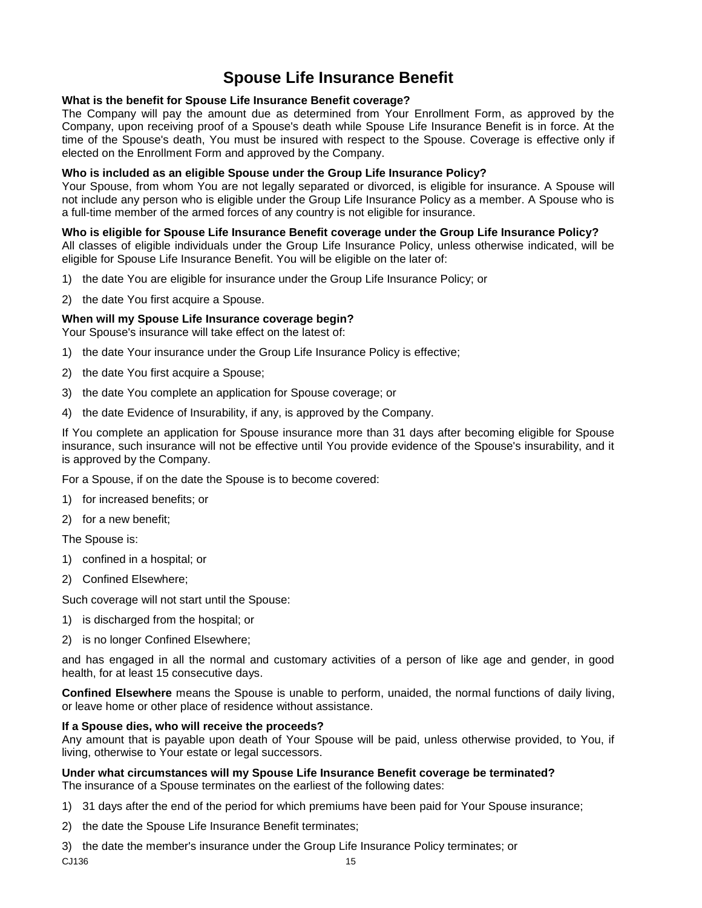# Spouse Life Insurance Benefit

**What is the benefit for Spouse Life Insurance Benefit coverage?**
The Company will pay the amount due as determined from Your Enrollment Form, as approved by the Company, upon receiving proof of a Spouse's death while Spouse Life Insurance Benefit is in force. At the time of the Spouse's death, You must be insured with respect to the Spouse. Coverage is effective only if elected on the Enrollment Form and approved by the Company.

**Who is included as an eligible Spouse under the Group Life Insurance Policy?**
Your Spouse, from whom You are not legally separated or divorced, is eligible for insurance. A Spouse will not include any person who is eligible under the Group Life Insurance Policy as a member. A Spouse who is a full-time member of the armed forces of any country is not eligible for insurance.

**Who is eligible for Spouse Life Insurance Benefit coverage under the Group Life Insurance Policy?**
All classes of eligible individuals under the Group Life Insurance Policy, unless otherwise indicated, will be eligible for Spouse Life Insurance Benefit. You will be eligible on the later of:

1) the date You are eligible for insurance under the Group Life Insurance Policy; or
2) the date You first acquire a Spouse.

**When will my Spouse Life Insurance coverage begin?**
Your Spouse's insurance will take effect on the latest of:

1) the date Your insurance under the Group Life Insurance Policy is effective;
2) the date You first acquire a Spouse;
3) the date You complete an application for Spouse coverage; or
4) the date Evidence of Insurability, if any, is approved by the Company.

If You complete an application for Spouse insurance more than 31 days after becoming eligible for Spouse insurance, such insurance will not be effective until You provide evidence of the Spouse's insurability, and it is approved by the Company.

For a Spouse, if on the date the Spouse is to become covered:

1) for increased benefits; or
2) for a new benefit;

The Spouse is:

1) confined in a hospital; or
2) Confined Elsewhere;

Such coverage will not start until the Spouse:

1) is discharged from the hospital; or
2) is no longer Confined Elsewhere;

and has engaged in all the normal and customary activities of a person of like age and gender, in good health, for at least 15 consecutive days.

**Confined Elsewhere** means the Spouse is unable to perform, unaided, the normal functions of daily living, or leave home or other place of residence without assistance.

**If a Spouse dies, who will receive the proceeds?**
Any amount that is payable upon death of Your Spouse will be paid, unless otherwise provided, to You, if living, otherwise to Your estate or legal successors.

**Under what circumstances will my Spouse Life Insurance Benefit coverage be terminated?**
The insurance of a Spouse terminates on the earliest of the following dates:

1) 31 days after the end of the period for which premiums have been paid for Your Spouse insurance;
2) the date the Spouse Life Insurance Benefit terminates;
3) the date the member's insurance under the Group Life Insurance Policy terminates; or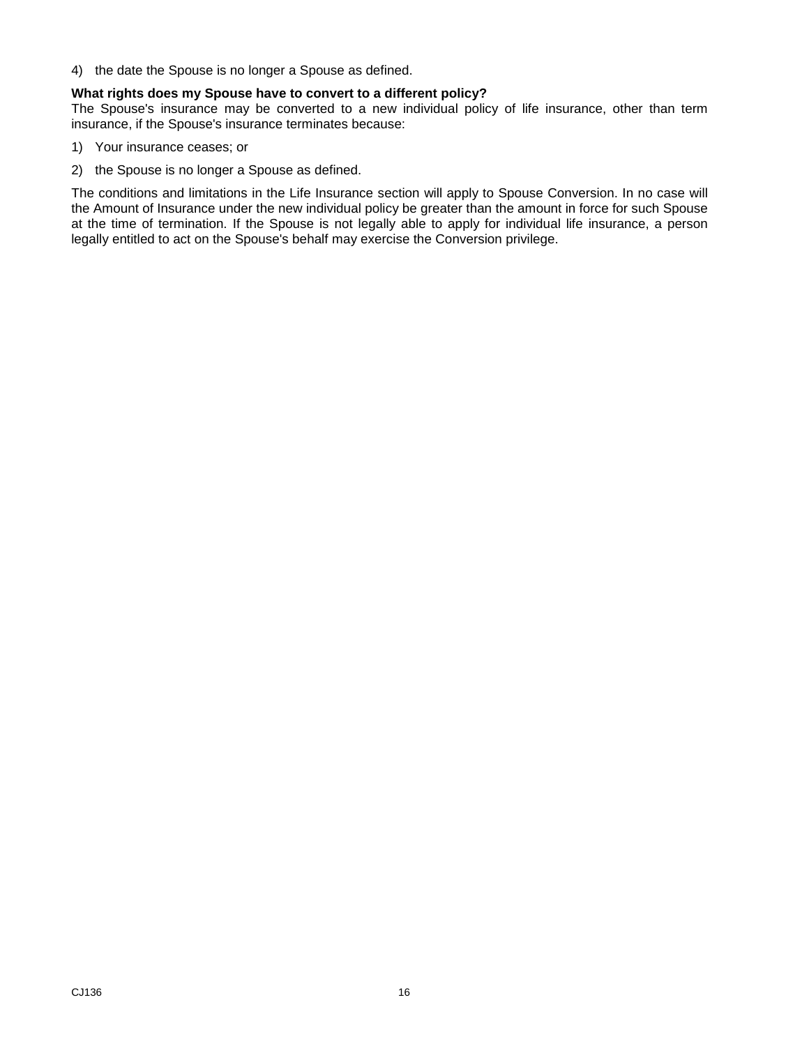4) the date the Spouse is no longer a Spouse as defined.

**What rights does my Spouse have to convert to a different policy?**

The Spouse's insurance may be converted to a new individual policy of life insurance, other than term insurance, if the Spouse's insurance terminates because:

1) Your insurance ceases; or
2) the Spouse is no longer a Spouse as defined.

The conditions and limitations in the Life Insurance section will apply to Spouse Conversion. In no case will the Amount of Insurance under the new individual policy be greater than the amount in force for such Spouse at the time of termination. If the Spouse is not legally able to apply for individual life insurance, a person legally entitled to act on the Spouse's behalf may exercise the Conversion privilege.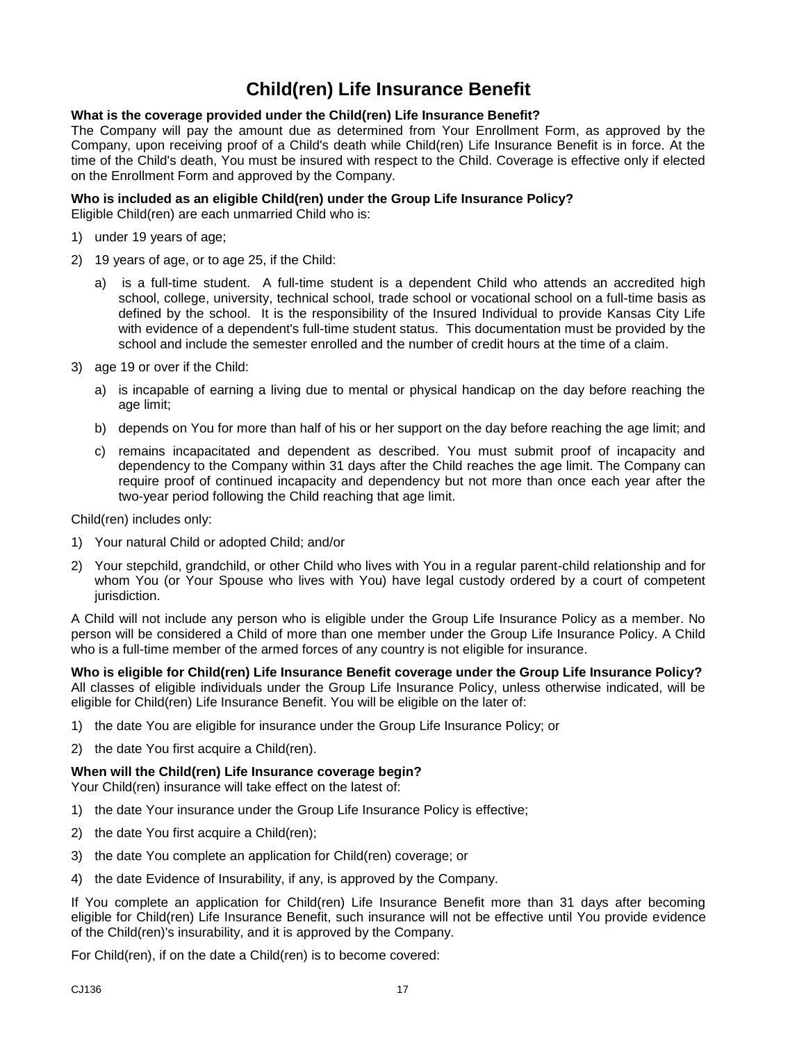# Child(ren) Life Insurance Benefit

**What is the coverage provided under the Child(ren) Life Insurance Benefit?**
The Company will pay the amount due as determined from Your Enrollment Form, as approved by the Company, upon receiving proof of a Child's death while Child(ren) Life Insurance Benefit is in force. At the time of the Child's death, You must be insured with respect to the Child. Coverage is effective only if elected on the Enrollment Form and approved by the Company.

**Who is included as an eligible Child(ren) under the Group Life Insurance Policy?**
Eligible Child(ren) are each unmarried Child who is:

1) under 19 years of age;
2) 19 years of age, or to age 25, if the Child:
   a) is a full-time student. A full-time student is a dependent Child who attends an accredited high school, college, university, technical school, trade school or vocational school on a full-time basis as defined by the school. It is the responsibility of the Insured Individual to provide Kansas City Life with evidence of a dependent's full-time student status. This documentation must be provided by the school and include the semester enrolled and the number of credit hours at the time of a claim.
3) age 19 or over if the Child:
   a) is incapable of earning a living due to mental or physical handicap on the day before reaching the age limit;
   b) depends on You for more than half of his or her support on the day before reaching the age limit; and
   c) remains incapacitated and dependent as described. You must submit proof of incapacity and dependency to the Company within 31 days after the Child reaches the age limit. The Company can require proof of continued incapacity and dependency but not more than once each year after the two-year period following the Child reaching that age limit.

Child(ren) includes only:

1) Your natural Child or adopted Child; and/or
2) Your stepchild, grandchild, or other Child who lives with You in a regular parent-child relationship and for whom You (or Your Spouse who lives with You) have legal custody ordered by a court of competent jurisdiction.

A Child will not include any person who is eligible under the Group Life Insurance Policy as a member. No person will be considered a Child of more than one member under the Group Life Insurance Policy. A Child who is a full-time member of the armed forces of any country is not eligible for insurance.

**Who is eligible for Child(ren) Life Insurance Benefit coverage under the Group Life Insurance Policy?**
All classes of eligible individuals under the Group Life Insurance Policy, unless otherwise indicated, will be eligible for Child(ren) Life Insurance Benefit. You will be eligible on the later of:

1) the date You are eligible for insurance under the Group Life Insurance Policy; or
2) the date You first acquire a Child(ren).

**When will the Child(ren) Life Insurance coverage begin?**
Your Child(ren) insurance will take effect on the latest of:

1) the date Your insurance under the Group Life Insurance Policy is effective;
2) the date You first acquire a Child(ren);
3) the date You complete an application for Child(ren) coverage; or
4) the date Evidence of Insurability, if any, is approved by the Company.

If You complete an application for Child(ren) Life Insurance Benefit more than 31 days after becoming eligible for Child(ren) Life Insurance Benefit, such insurance will not be effective until You provide evidence of the Child(ren)'s insurability, and it is approved by the Company.

For Child(ren), if on the date a Child(ren) is to become covered: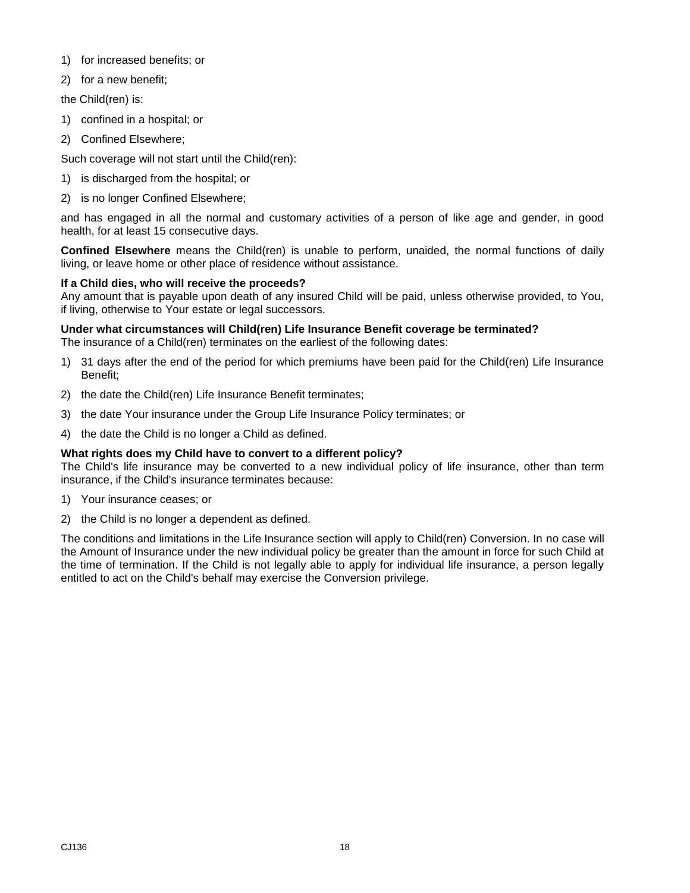1) for increased benefits; or
2) for a new benefit;

the Child(ren) is:

1) confined in a hospital; or
2) Confined Elsewhere;

Such coverage will not start until the Child(ren):

1) is discharged from the hospital; or
2) is no longer Confined Elsewhere;

and has engaged in all the normal and customary activities of a person of like age and gender, in good health, for at least 15 consecutive days.

**Confined Elsewhere** means the Child(ren) is unable to perform, unaided, the normal functions of daily living, or leave home or other place of residence without assistance.

**If a Child dies, who will receive the proceeds?**
Any amount that is payable upon death of any insured Child will be paid, unless otherwise provided, to You, if living, otherwise to Your estate or legal successors.

**Under what circumstances will Child(ren) Life Insurance Benefit coverage be terminated?**
The insurance of a Child(ren) terminates on the earliest of the following dates:

1) 31 days after the end of the period for which premiums have been paid for the Child(ren) Life Insurance Benefit;
2) the date the Child(ren) Life Insurance Benefit terminates;
3) the date Your insurance under the Group Life Insurance Policy terminates; or
4) the date the Child is no longer a Child as defined.

**What rights does my Child have to convert to a different policy?**
The Child's life insurance may be converted to a new individual policy of life insurance, other than term insurance, if the Child's insurance terminates because:

1) Your insurance ceases; or
2) the Child is no longer a dependent as defined.

The conditions and limitations in the Life Insurance section will apply to Child(ren) Conversion. In no case will the Amount of Insurance under the new individual policy be greater than the amount in force for such Child at the time of termination. If the Child is not legally able to apply for individual life insurance, a person legally entitled to act on the Child's behalf may exercise the Conversion privilege.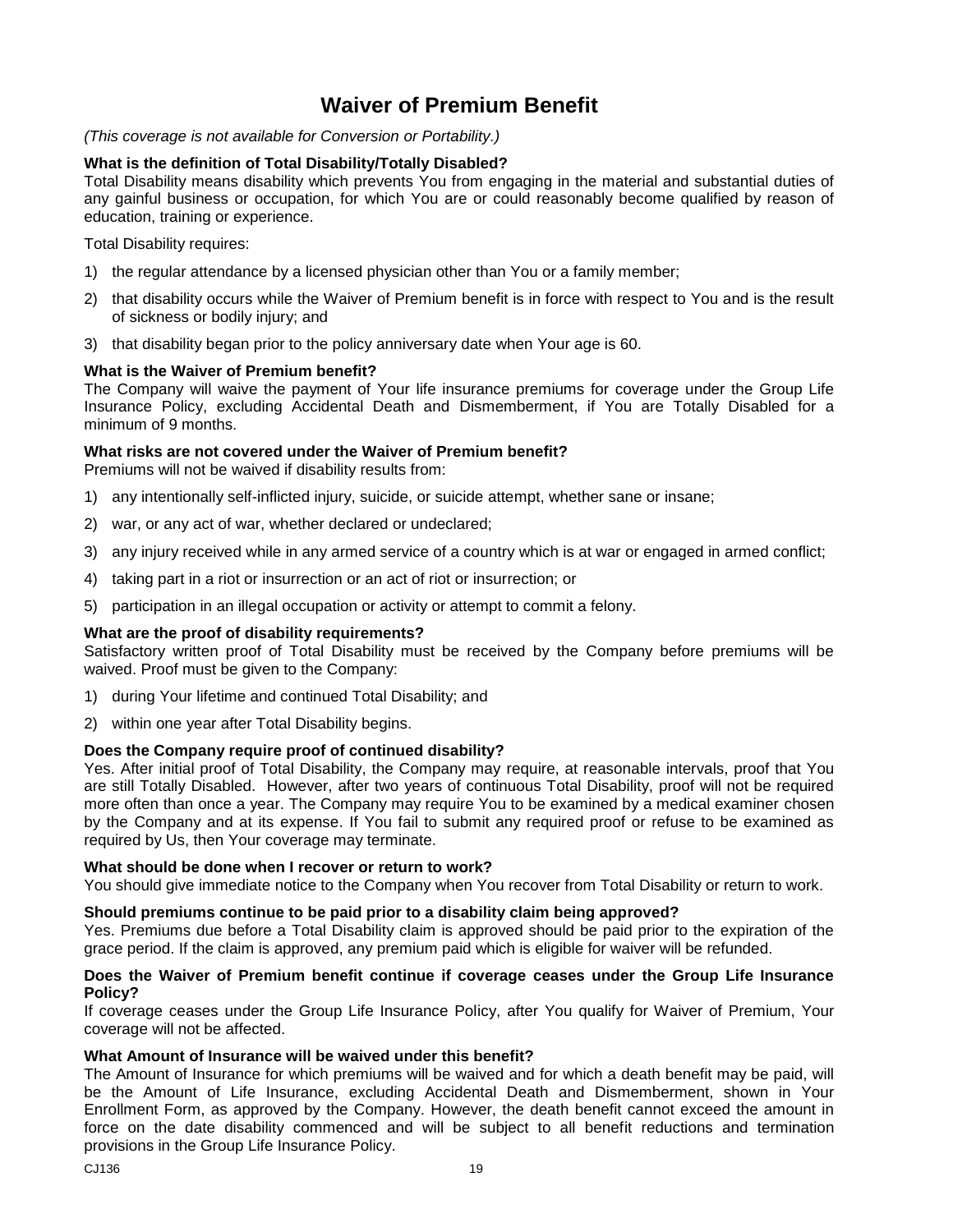# Waiver of Premium Benefit

*(This coverage is not available for Conversion or Portability.)*

**What is the definition of Total Disability/Totally Disabled?**
Total Disability means disability which prevents You from engaging in the material and substantial duties of any gainful business or occupation, for which You are or could reasonably become qualified by reason of education, training or experience.

Total Disability requires:

1) the regular attendance by a licensed physician other than You or a family member;
2) that disability occurs while the Waiver of Premium benefit is in force with respect to You and is the result of sickness or bodily injury; and
3) that disability began prior to the policy anniversary date when Your age is 60.

**What is the Waiver of Premium benefit?**
The Company will waive the payment of Your life insurance premiums for coverage under the Group Life Insurance Policy, excluding Accidental Death and Dismemberment, if You are Totally Disabled for a minimum of 9 months.

**What risks are not covered under the Waiver of Premium benefit?**
Premiums will not be waived if disability results from:

1) any intentionally self-inflicted injury, suicide, or suicide attempt, whether sane or insane;
2) war, or any act of war, whether declared or undeclared;
3) any injury received while in any armed service of a country which is at war or engaged in armed conflict;
4) taking part in a riot or insurrection or an act of riot or insurrection; or
5) participation in an illegal occupation or activity or attempt to commit a felony.

**What are the proof of disability requirements?**
Satisfactory written proof of Total Disability must be received by the Company before premiums will be waived. Proof must be given to the Company:

1) during Your lifetime and continued Total Disability; and
2) within one year after Total Disability begins.

**Does the Company require proof of continued disability?**
Yes. After initial proof of Total Disability, the Company may require, at reasonable intervals, proof that You are still Totally Disabled. However, after two years of continuous Total Disability, proof will not be required more often than once a year. The Company may require You to be examined by a medical examiner chosen by the Company and at its expense. If You fail to submit any required proof or refuse to be examined as required by Us, then Your coverage may terminate.

**What should be done when I recover or return to work?**
You should give immediate notice to the Company when You recover from Total Disability or return to work.

**Should premiums continue to be paid prior to a disability claim being approved?**
Yes. Premiums due before a Total Disability claim is approved should be paid prior to the expiration of the grace period. If the claim is approved, any premium paid which is eligible for waiver will be refunded.

**Does the Waiver of Premium benefit continue if coverage ceases under the Group Life Insurance Policy?**
If coverage ceases under the Group Life Insurance Policy, after You qualify for Waiver of Premium, Your coverage will not be affected.

**What Amount of Insurance will be waived under this benefit?**
The Amount of Insurance for which premiums will be waived and for which a death benefit may be paid, will be the Amount of Life Insurance, excluding Accidental Death and Dismemberment, shown in Your Enrollment Form, as approved by the Company. However, the death benefit cannot exceed the amount in force on the date disability commenced and will be subject to all benefit reductions and termination provisions in the Group Life Insurance Policy.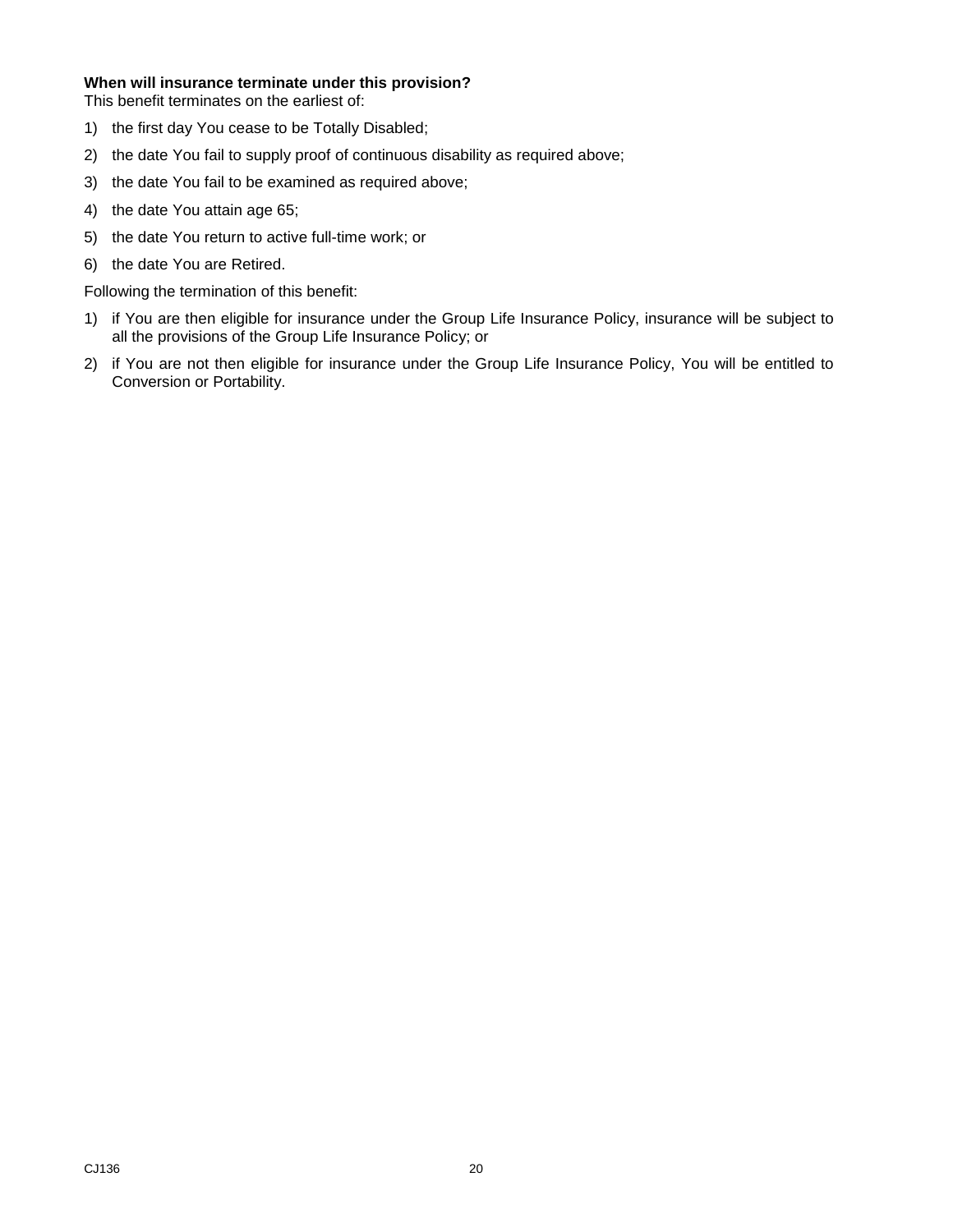**When will insurance terminate under this provision?**

This benefit terminates on the earliest of:

1) the first day You cease to be Totally Disabled;
2) the date You fail to supply proof of continuous disability as required above;
3) the date You fail to be examined as required above;
4) the date You attain age 65;
5) the date You return to active full-time work; or
6) the date You are Retired.

Following the termination of this benefit:

1) if You are then eligible for insurance under the Group Life Insurance Policy, insurance will be subject to all the provisions of the Group Life Insurance Policy; or
2) if You are not then eligible for insurance under the Group Life Insurance Policy, You will be entitled to Conversion or Portability.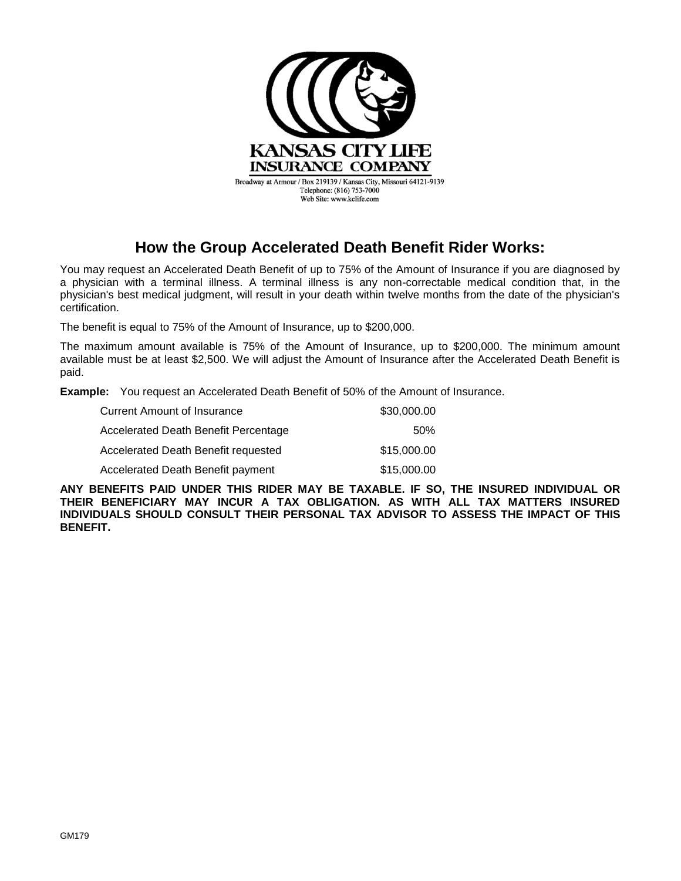KANSAS CITY LIFE INSURANCE COMPANY

Broadway at Armour / Box 219139 / Kansas City, Missouri 64121-9139
Telephone: (816) 753-7000
Web Site: www.kclife.com

## How the Group Accelerated Death Benefit Rider Works:

You may request an Accelerated Death Benefit of up to 75% of the Amount of Insurance if you are diagnosed by a physician with a terminal illness. A terminal illness is any non-correctable medical condition that, in the physician's best medical judgment, will result in your death within twelve months from the date of the physician's certification.

The benefit is equal to 75% of the Amount of Insurance, up to $200,000.

The maximum amount available is 75% of the Amount of Insurance, up to $200,000. The minimum amount available must be at least $2,500. We will adjust the Amount of Insurance after the Accelerated Death Benefit is paid.

**Example:** You request an Accelerated Death Benefit of 50% of the Amount of Insurance.

| | |
|---|---|
| Current Amount of Insurance | $30,000.00 |
| Accelerated Death Benefit Percentage | 50% |
| Accelerated Death Benefit requested | $15,000.00 |
| Accelerated Death Benefit payment | $15,000.00 |

**ANY BENEFITS PAID UNDER THIS RIDER MAY BE TAXABLE. IF SO, THE INSURED INDIVIDUAL OR THEIR BENEFICIARY MAY INCUR A TAX OBLIGATION. AS WITH ALL TAX MATTERS INSURED INDIVIDUALS SHOULD CONSULT THEIR PERSONAL TAX ADVISOR TO ASSESS THE IMPACT OF THIS BENEFIT.**

GM179